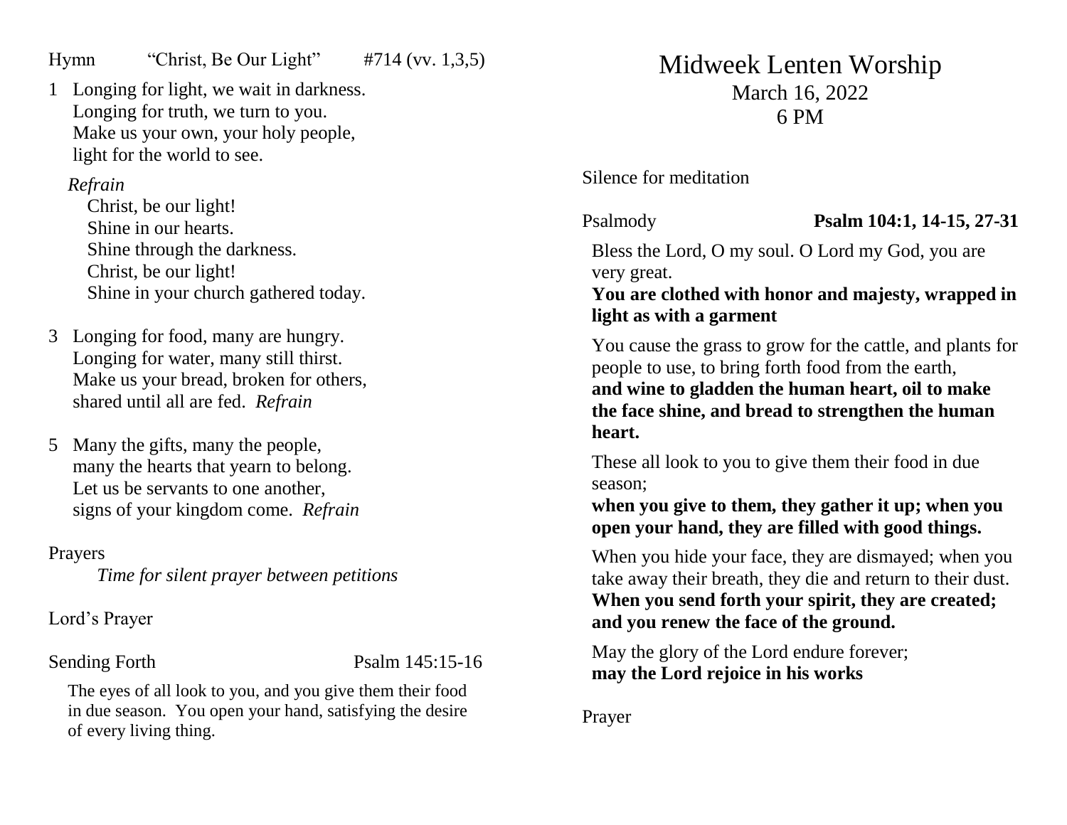Hymn “Christ, Be Our Light” #714 (vv. 1,3,5)

1 Longing for light, we wait in darkness.
Longing for truth, we turn to you.
Make us your own, your holy people,
light for the world to see.

*Refrain*
Christ, be our light!
Shine in our hearts.
Shine through the darkness.
Christ, be our light!
Shine in your church gathered today.

3 Longing for food, many are hungry.
Longing for water, many still thirst.
Make us your bread, broken for others,
shared until all are fed. *Refrain*

5 Many the gifts, many the people,
many the hearts that yearn to belong.
Let us be servants to one another,
signs of your kingdom come. *Refrain*

Prayers
*Time for silent prayer between petitions*

Lord’s Prayer

Sending Forth Psalm 145:15-16

The eyes of all look to you, and you give them their food in due season. You open your hand, satisfying the desire of every living thing.

# Midweek Lenten Worship

March 16, 2022
6 PM

Silence for meditation

Psalmody **Psalm 104:1, 14-15, 27-31**

Bless the Lord, O my soul. O Lord my God, you are very great.
**You are clothed with honor and majesty, wrapped in light as with a garment**

You cause the grass to grow for the cattle, and plants for people to use, to bring forth food from the earth,
**and wine to gladden the human heart, oil to make the face shine, and bread to strengthen the human heart.**

These all look to you to give them their food in due season;
**when you give to them, they gather it up; when you open your hand, they are filled with good things.**

When you hide your face, they are dismayed; when you take away their breath, they die and return to their dust.
**When you send forth your spirit, they are created; and you renew the face of the ground.**

May the glory of the Lord endure forever;
**may the Lord rejoice in his works**

Prayer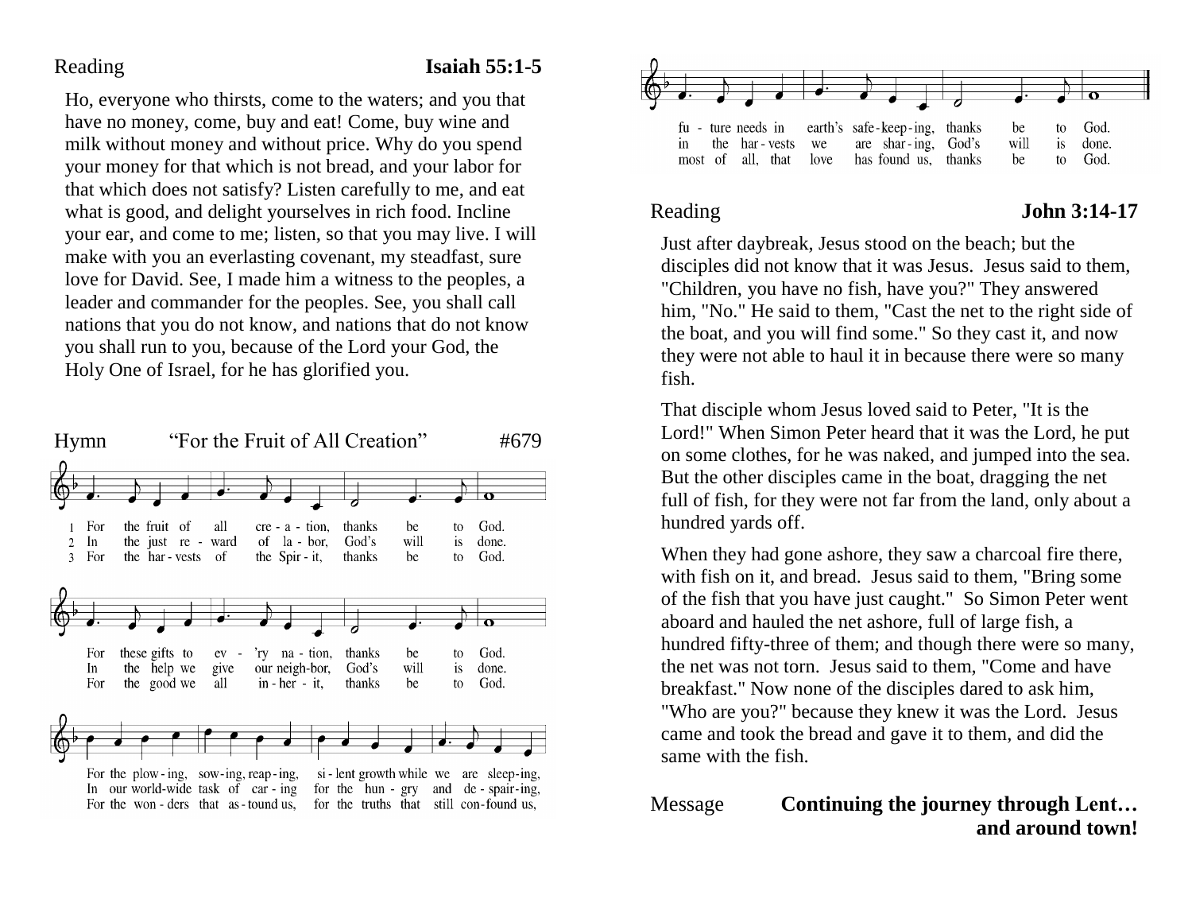Reading **Isaiah 55:1-5**

Ho, everyone who thirsts, come to the waters; and you that have no money, come, buy and eat! Come, buy wine and milk without money and without price. Why do you spend your money for that which is not bread, and your labor for that which does not satisfy? Listen carefully to me, and eat what is good, and delight yourselves in rich food. Incline your ear, and come to me; listen, so that you may live. I will make with you an everlasting covenant, my steadfast, sure love for David. See, I made him a witness to the peoples, a leader and commander for the peoples. See, you shall call nations that you do not know, and nations that do not know you shall run to you, because of the Lord your God, the Holy One of Israel, for he has glorified you.

Hymn "For the Fruit of All Creation" #679

1 For the fruit of all cre - a - tion, thanks be to God.
2 In the just re - ward of la - bor, God's will is done.
3 For the har - vests of the Spir - it, thanks be to God.

For these gifts to ev - 'ry na - tion, thanks be to God.
In the help we give our neigh-bor, God's will is done.
For the good we all in - her - it, thanks be to God.

For the plow - ing, sow - ing, reap - ing, si - lent growth while we are sleep-ing,
In our world-wide task of car - ing for the hun - gry and de - spair-ing,
For the won - ders that as - tound us, for the truths that still con-found us,

fu - ture needs in earth's safe - keep - ing, thanks be to God.
in the har - vests we are shar - ing, God's will is done.
most of all, that love has found us, thanks be to God.

Reading **John 3:14-17**

Just after daybreak, Jesus stood on the beach; but the disciples did not know that it was Jesus. Jesus said to them, "Children, you have no fish, have you?" They answered him, "No." He said to them, "Cast the net to the right side of the boat, and you will find some." So they cast it, and now they were not able to haul it in because there were so many fish.

That disciple whom Jesus loved said to Peter, "It is the Lord!" When Simon Peter heard that it was the Lord, he put on some clothes, for he was naked, and jumped into the sea. But the other disciples came in the boat, dragging the net full of fish, for they were not far from the land, only about a hundred yards off.

When they had gone ashore, they saw a charcoal fire there, with fish on it, and bread. Jesus said to them, "Bring some of the fish that you have just caught." So Simon Peter went aboard and hauled the net ashore, full of large fish, a hundred fifty-three of them; and though there were so many, the net was not torn. Jesus said to them, "Come and have breakfast." Now none of the disciples dared to ask him, "Who are you?" because they knew it was the Lord. Jesus came and took the bread and gave it to them, and did the same with the fish.

Message **Continuing the journey through Lent… and around town!**